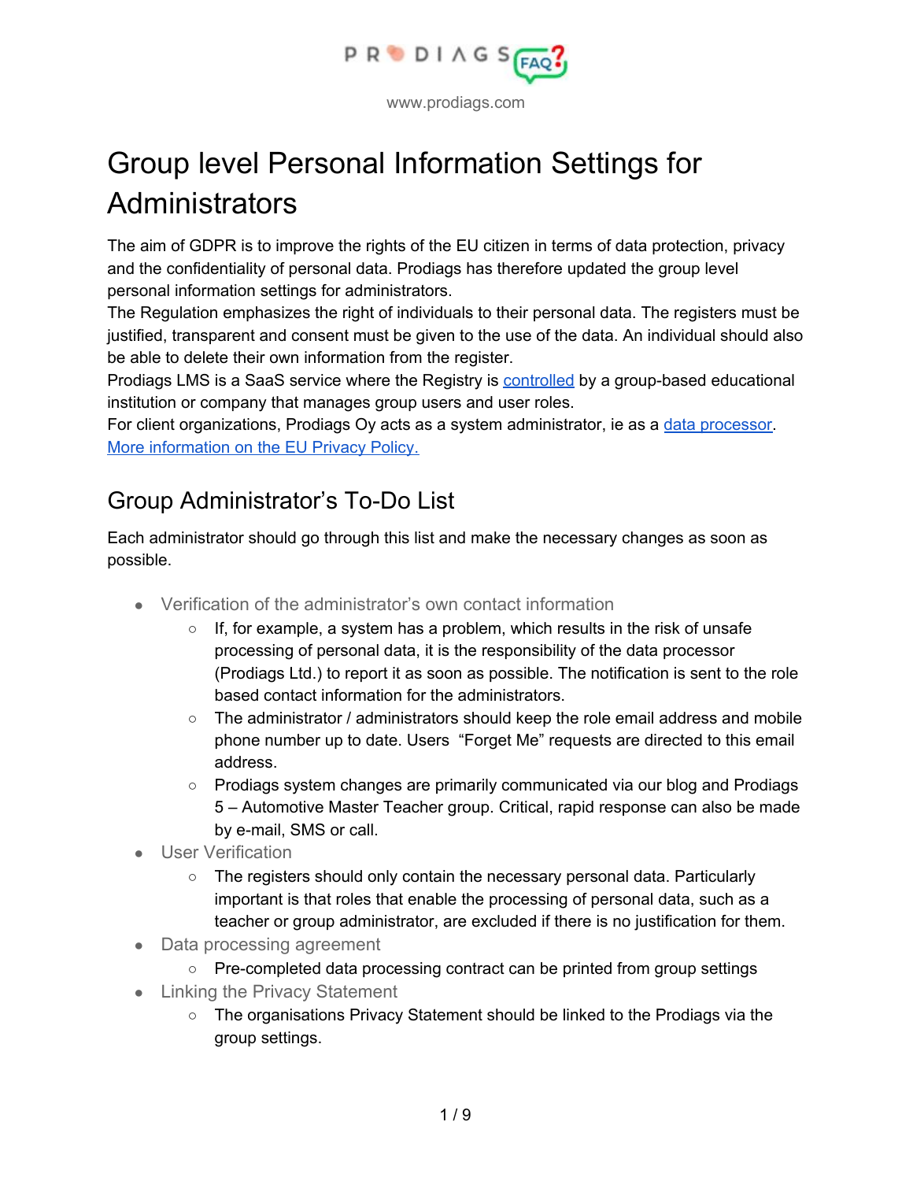www.prodiags.com

# Group level Personal Information Settings for Administrators

The aim of GDPR is to improve the rights of the EU citizen in terms of data protection, privacy and the confidentiality of personal data. Prodiags has therefore updated the group level personal information settings for administrators.
The Regulation emphasizes the right of individuals to their personal data. The registers must be justified, transparent and consent must be given to the use of the data. An individual should also be able to delete their own information from the register.
Prodiags LMS is a SaaS service where the Registry is controlled by a group-based educational institution or company that manages group users and user roles.
For client organizations, Prodiags Oy acts as a system administrator, ie as a data processor.
More information on the EU Privacy Policy.

## Group Administrator's To-Do List

Each administrator should go through this list and make the necessary changes as soon as possible.

- Verification of the administrator's own contact information
    - If, for example, a system has a problem, which results in the risk of unsafe processing of personal data, it is the responsibility of the data processor (Prodiags Ltd.) to report it as soon as possible. The notification is sent to the role based contact information for the administrators.
    - The administrator / administrators should keep the role email address and mobile phone number up to date. Users "Forget Me" requests are directed to this email address.
    - Prodiags system changes are primarily communicated via our blog and Prodiags 5 – Automotive Master Teacher group. Critical, rapid response can also be made by e-mail, SMS or call.
- User Verification
    - The registers should only contain the necessary personal data. Particularly important is that roles that enable the processing of personal data, such as a teacher or group administrator, are excluded if there is no justification for them.
- Data processing agreement
    - Pre-completed data processing contract can be printed from group settings
- Linking the Privacy Statement
    - The organisations Privacy Statement should be linked to the Prodiags via the group settings.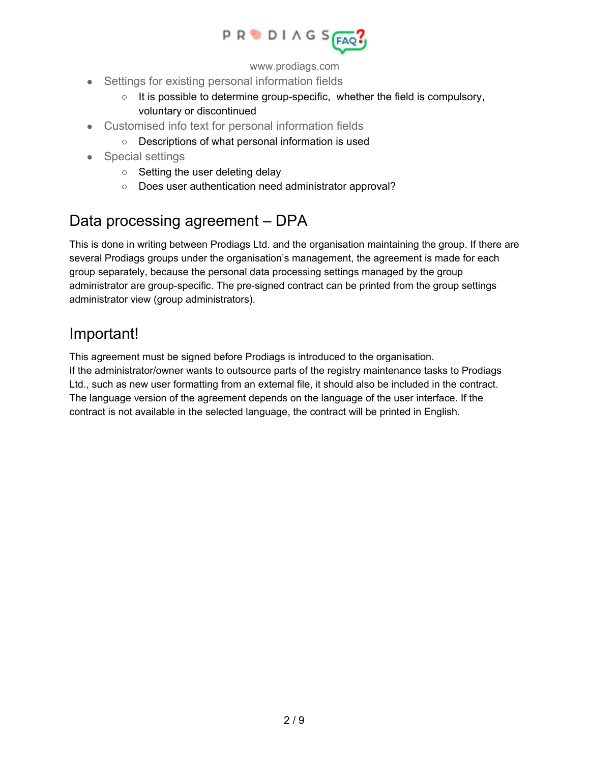- Settings for existing personal information fields
  - It is possible to determine group-specific,  whether the field is compulsory, voluntary or discontinued
- Customised info text for personal information fields
  - Descriptions of what personal information is used
- Special settings
  - Setting the user deleting delay
  - Does user authentication need administrator approval?

## Data processing agreement – DPA

This is done in writing between Prodiags Ltd. and the organisation maintaining the group. If there are several Prodiags groups under the organisation's management, the agreement is made for each group separately, because the personal data processing settings managed by the group administrator are group-specific. The pre-signed contract can be printed from the group settings administrator view (group administrators).

## Important!

This agreement must be signed before Prodiags is introduced to the organisation.
If the administrator/owner wants to outsource parts of the registry maintenance tasks to Prodiags Ltd., such as new user formatting from an external file, it should also be included in the contract.
The language version of the agreement depends on the language of the user interface. If the contract is not available in the selected language, the contract will be printed in English.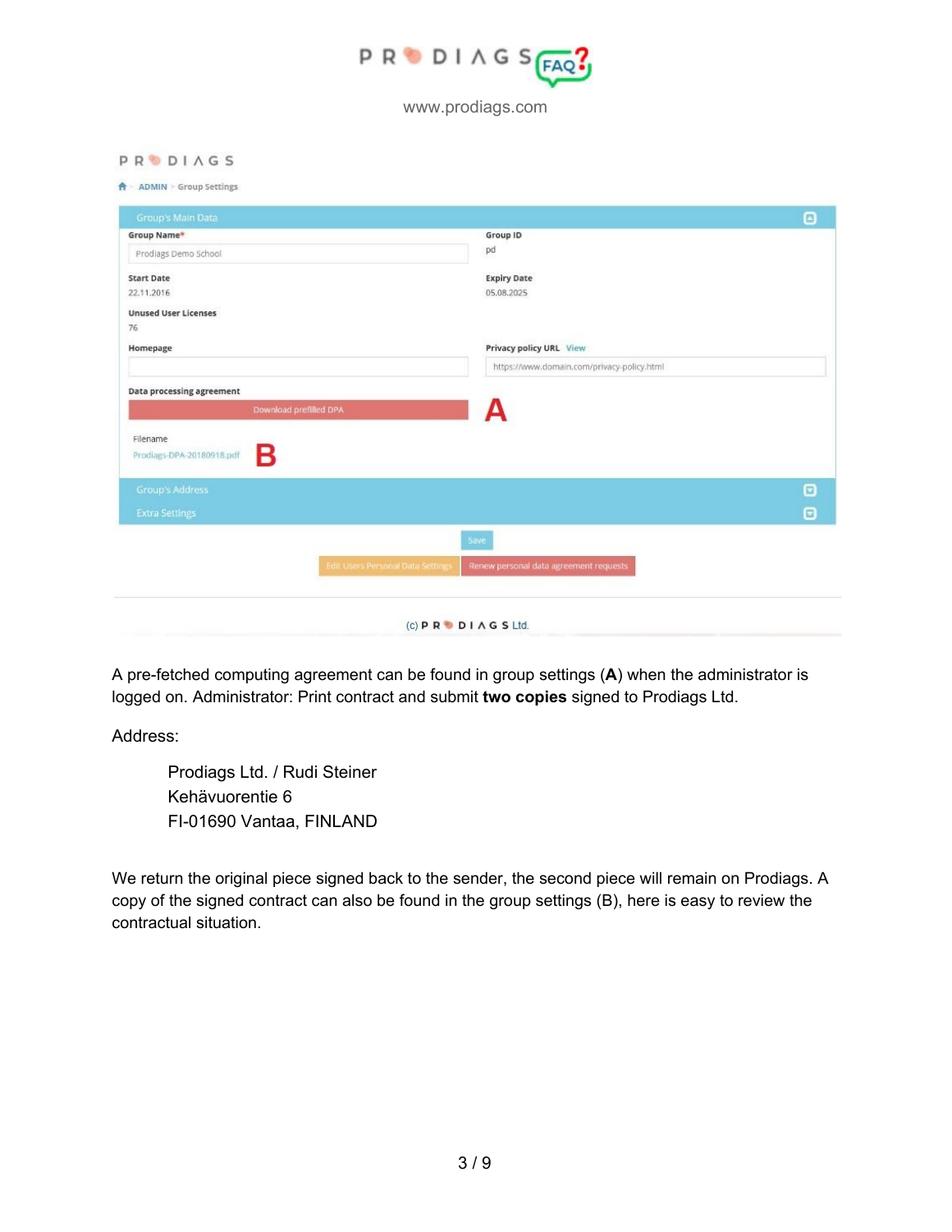PRODIAGS

ADMIN > Group Settings

Group's Main Data

Group Name*
Prodiags Demo School

Group ID
pd

Start Date
22.11.2016

Expiry Date
05.08.2025

Unused User Licenses
76

Homepage

Privacy policy URL View
https://www.domain.com/privacy-policy.html

Data processing agreement

Download prefilled DPA **A**

Filename
Prodiags-DPA-20180918.pdf **B**

Group's Address

Extra Settings

Save

Edit Users Personal Data Settings | Renew personal data agreement requests

(c) PRODIAGS Ltd.

A pre-fetched computing agreement can be found in group settings (**A**) when the administrator is logged on. Administrator: Print contract and submit **two copies** signed to Prodiags Ltd.

Address:

> Prodiags Ltd. / Rudi Steiner
> Kehävuorentie 6
> FI-01690 Vantaa, FINLAND

We return the original piece signed back to the sender, the second piece will remain on Prodiags. A copy of the signed contract can also be found in the group settings (B), here is easy to review the contractual situation.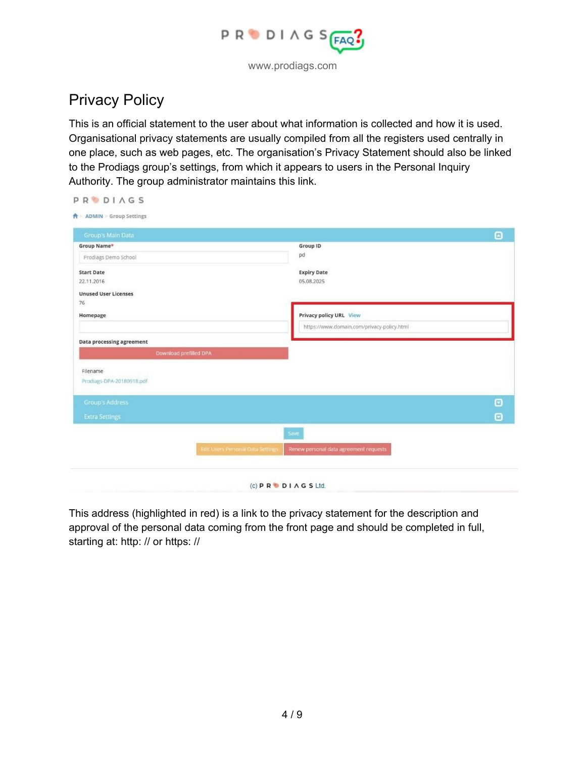# Privacy Policy

This is an official statement to the user about what information is collected and how it is used. Organisational privacy statements are usually compiled from all the registers used centrally in one place, such as web pages, etc. The organisation's Privacy Statement should also be linked to the Prodiags group's settings, from which it appears to users in the Personal Inquiry Authority. The group administrator maintains this link.

This address (highlighted in red) is a link to the privacy statement for the description and approval of the personal data coming from the front page and should be completed in full, starting at: http: // or https: //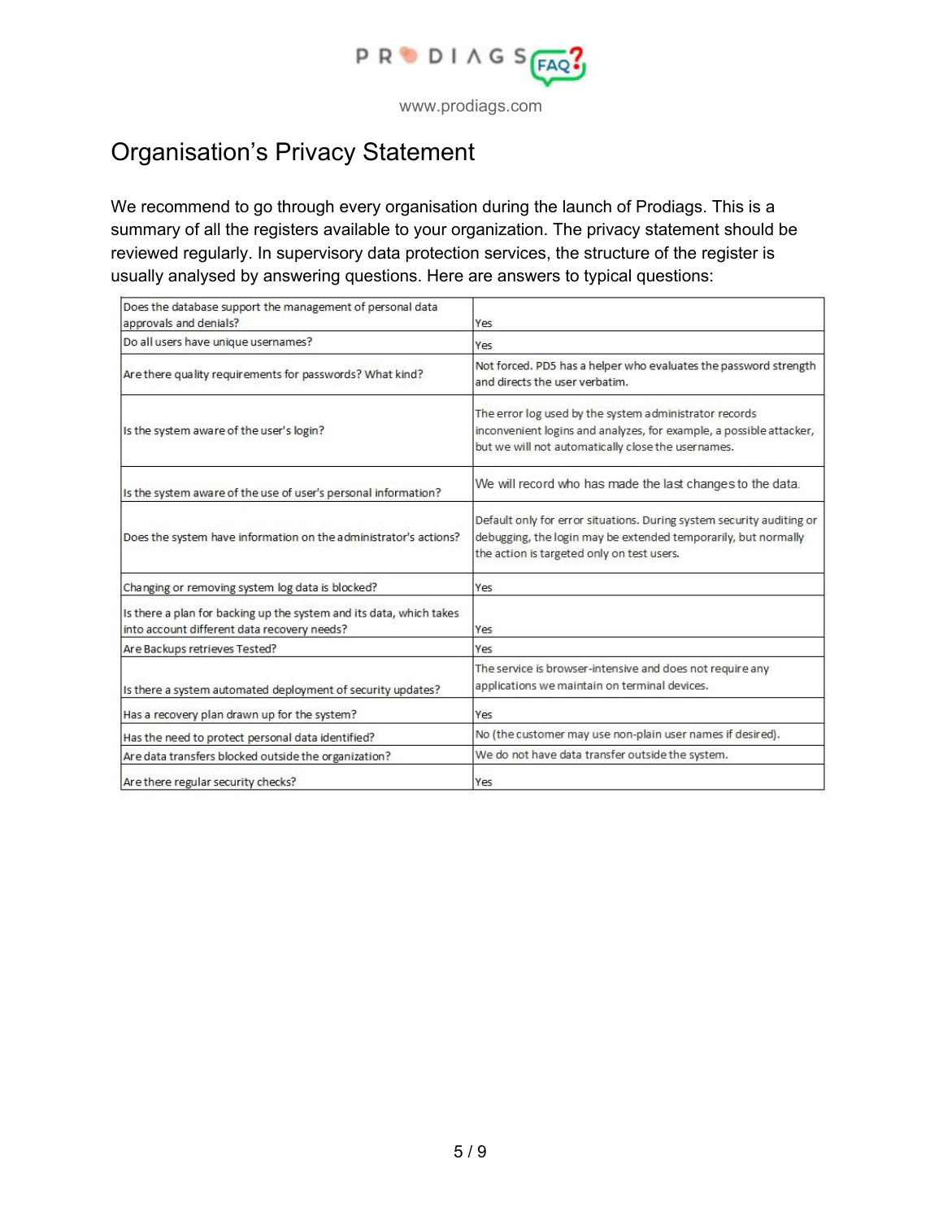# Organisation's Privacy Statement

We recommend to go through every organisation during the launch of Prodiags. This is a summary of all the registers available to your organization. The privacy statement should be reviewed regularly. In supervisory data protection services, the structure of the register is usually analysed by answering questions. Here are answers to typical questions:

| | |
|---|---|
| Does the database support the management of personal data approvals and denials? | Yes |
| Do all users have unique usernames? | Yes |
| Are there quality requirements for passwords? What kind? | Not forced. PD5 has a helper who evaluates the password strength and directs the user verbatim. |
| Is the system aware of the user's login? | The error log used by the system administrator records inconvenient logins and analyzes, for example, a possible attacker, but we will not automatically close the usernames. |
| Is the system aware of the use of user's personal information? | We will record who has made the last changes to the data. |
| Does the system have information on the administrator's actions? | Default only for error situations. During system security auditing or debugging, the login may be extended temporarily, but normally the action is targeted only on test users. |
| Changing or removing system log data is blocked? | Yes |
| Is there a plan for backing up the system and its data, which takes into account different data recovery needs? | Yes |
| Are Backups retrieves Tested? | Yes |
| Is there a system automated deployment of security updates? | The service is browser-intensive and does not require any applications we maintain on terminal devices. |
| Has a recovery plan drawn up for the system? | Yes |
| Has the need to protect personal data identified? | No (the customer may use non-plain user names if desired). |
| Are data transfers blocked outside the organization? | We do not have data transfer outside the system. |
| Are there regular security checks? | Yes |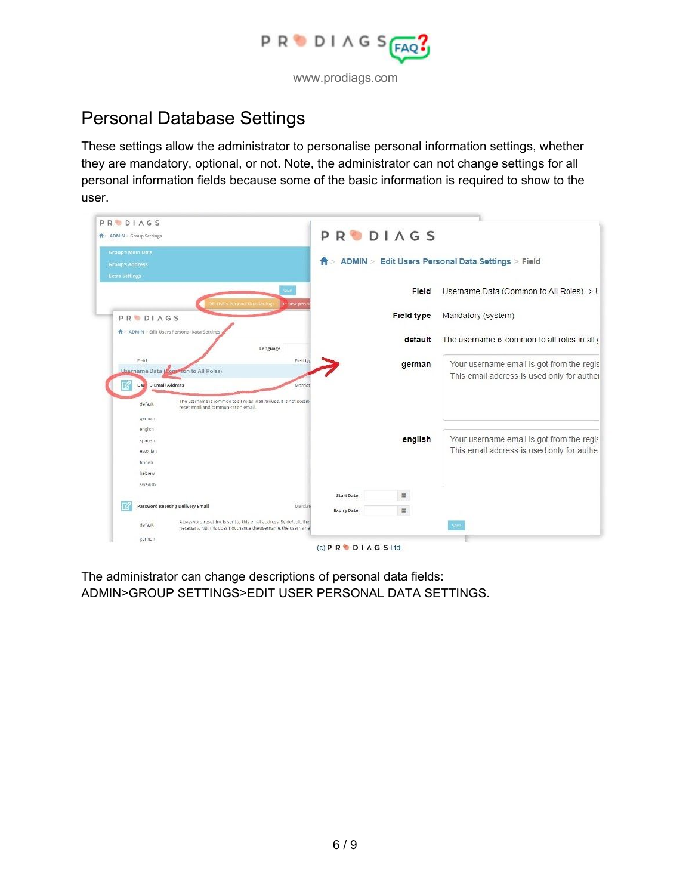## Personal Database Settings

These settings allow the administrator to personalise personal information settings, whether they are mandatory, optional, or not. Note, the administrator can not change settings for all personal information fields because some of the basic information is required to show to the user.

The administrator can change descriptions of personal data fields: ADMIN>GROUP SETTINGS>EDIT USER PERSONAL DATA SETTINGS.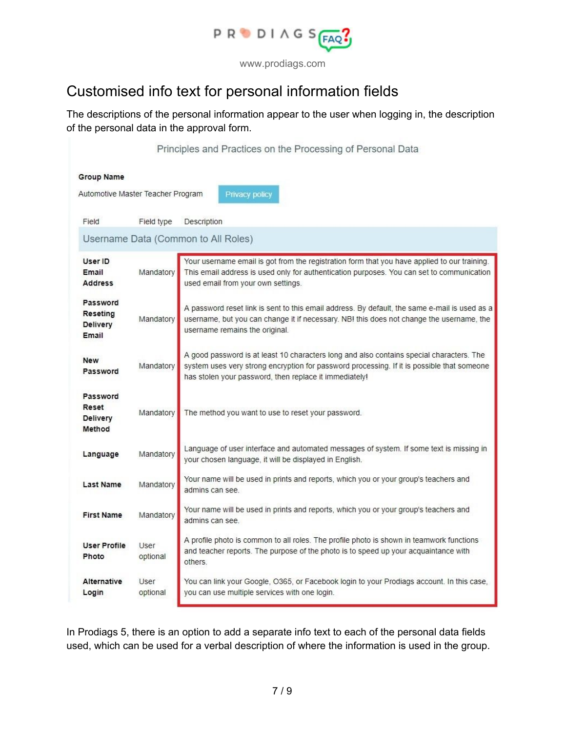## Customised info text for personal information fields

The descriptions of the personal information appear to the user when logging in, the description of the personal data in the approval form.

Principles and Practices on the Processing of Personal Data

**Group Name**

Automotive Master Teacher Program | Privacy policy

| Field | Field type | Description |
|---|---|---|
| **Username Data (Common to All Roles)** | | |
| **User ID Email Address** | Mandatory | Your username email is got from the registration form that you have applied to our training. This email address is used only for authentication purposes. You can set to communication used email from your own settings. |
| **Password Reseting Delivery Email** | Mandatory | A password reset link is sent to this email address. By default, the same e-mail is used as a username, but you can change it if necessary. NB! this does not change the username, the username remains the original. |
| **New Password** | Mandatory | A good password is at least 10 characters long and also contains special characters. The system uses very strong encryption for password processing. If it is possible that someone has stolen your password, then replace it immediately! |
| **Password Reset Delivery Method** | Mandatory | The method you want to use to reset your password. |
| **Language** | Mandatory | Language of user interface and automated messages of system. If some text is missing in your chosen language, it will be displayed in English. |
| **Last Name** | Mandatory | Your name will be used in prints and reports, which you or your group's teachers and admins can see. |
| **First Name** | Mandatory | Your name will be used in prints and reports, which you or your group's teachers and admins can see. |
| **User Profile Photo** | User optional | A profile photo is common to all roles. The profile photo is shown in teamwork functions and teacher reports. The purpose of the photo is to speed up your acquaintance with others. |
| **Alternative Login** | User optional | You can link your Google, O365, or Facebook login to your Prodiags account. In this case, you can use multiple services with one login. |

In Prodiags 5, there is an option to add a separate info text to each of the personal data fields used, which can be used for a verbal description of where the information is used in the group.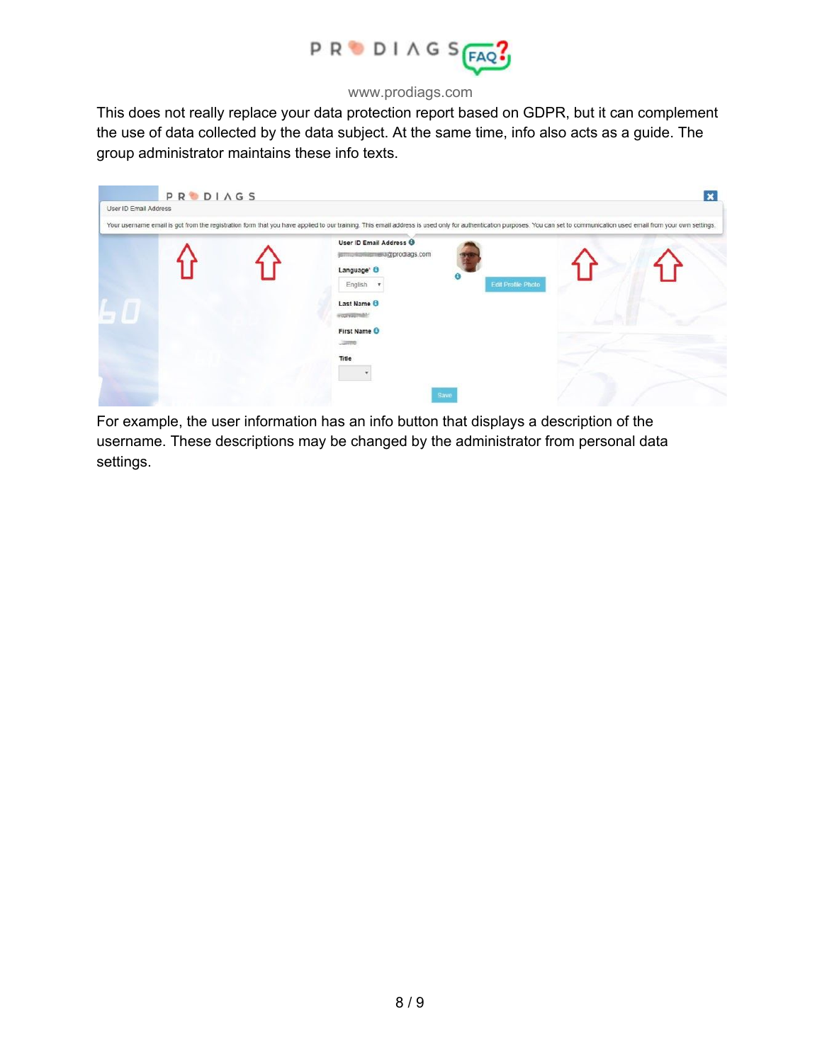This does not really replace your data protection report based on GDPR, but it can complement the use of data collected by the data subject. At the same time, info also acts as a guide. The group administrator maintains these info texts.

For example, the user information has an info button that displays a description of the username. These descriptions may be changed by the administrator from personal data settings.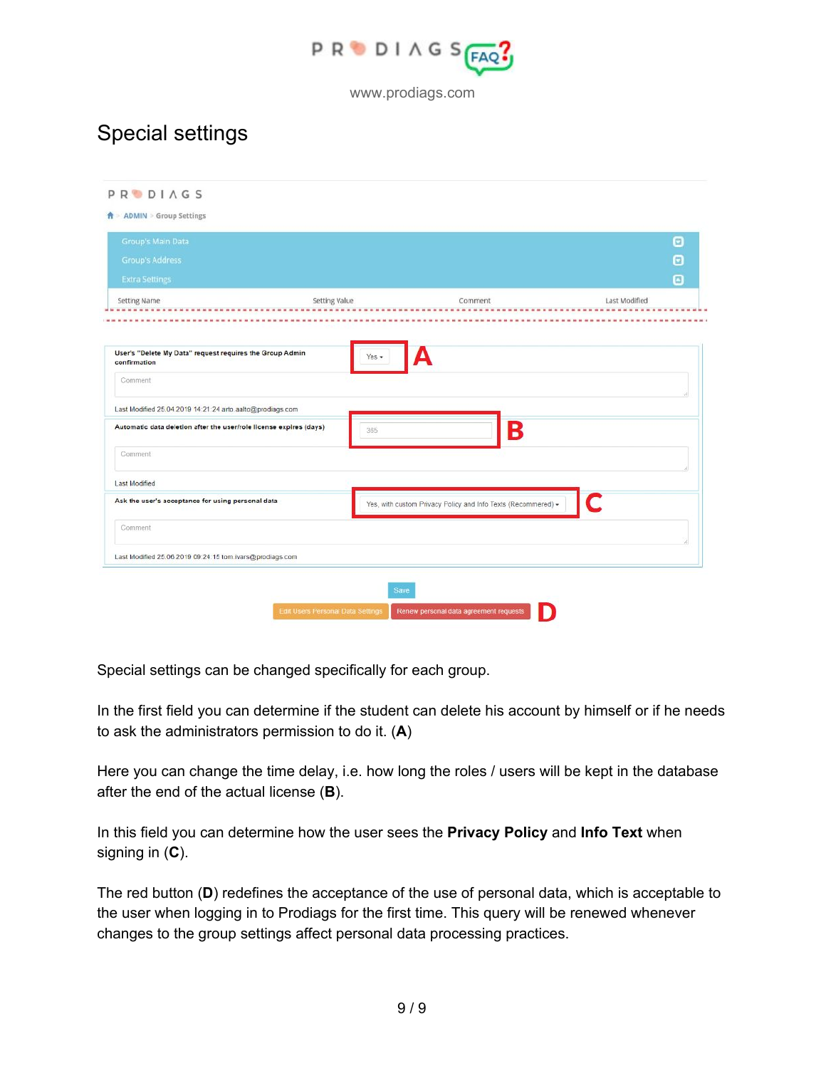## Special settings

PRODIAGS

ADMIN > Group Settings

Group's Main Data

Group's Address

Extra Settings

| Setting Name | Setting Value | Comment | Last Modified |
| --- | --- | --- | --- |

User's "Delete My Data" request requires the Group Admin confirmation — Yes (A)

Comment

Last Modified 25.04.2019 14:21:24 arto.aalto@prodiags.com

Automatic data deletion after the user/role license expires (days) — 365 (B)

Comment

Last Modified

Ask the user's acceptance for using personal data — Yes, with custom Privacy Policy and Info Texts (Recommered) (C)

Comment

Last Modified 25.06.2019 09:24:15 tom.ivars@prodiags.com

Save

Edit Users Personal Data Settings | Renew personal data agreement requests (D)

Special settings can be changed specifically for each group.

In the first field you can determine if the student can delete his account by himself or if he needs to ask the administrators permission to do it. (**A**)

Here you can change the time delay, i.e. how long the roles / users will be kept in the database after the end of the actual license (**B**).

In this field you can determine how the user sees the **Privacy Policy** and **Info Text** when signing in (**C**).

The red button (**D**) redefines the acceptance of the use of personal data, which is acceptable to the user when logging in to Prodiags for the first time. This query will be renewed whenever changes to the group settings affect personal data processing practices.